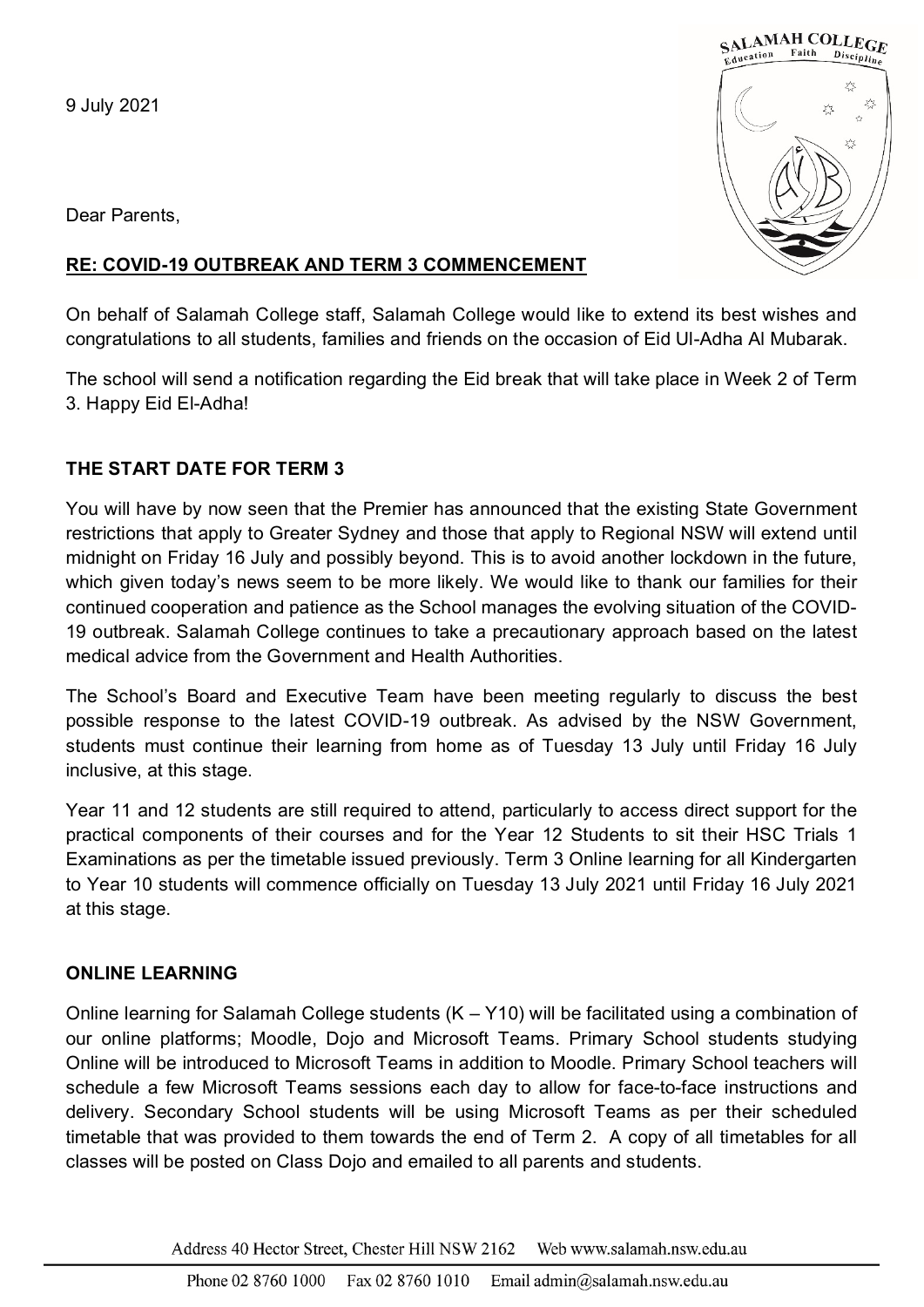9 July 2021

Dear Parents,

**RE: COVID-19 OUTBREAK AND TERM 3 COMMENCEMENT**

On behalf of Salamah College staff, Salamah College would like to extend its best wishes and congratulations to all students, families and friends on the occasion of Eid Ul-Adha Al Mubarak.

The school will send a notification regarding the Eid break that will take place in Week 2 of Term 3. Happy Eid El-Adha!

## THE START DATE FOR TERM 3

You will have by now seen that the Premier has announced that the existing State Government restrictions that apply to Greater Sydney and those that apply to Regional NSW will extend until midnight on Friday 16 July and possibly beyond. This is to avoid another lockdown in the future, which given today's news seem to be more likely. We would like to thank our families for their continued cooperation and patience as the School manages the evolving situation of the COVID-19 outbreak. Salamah College continues to take a precautionary approach based on the latest medical advice from the Government and Health Authorities.

The School's Board and Executive Team have been meeting regularly to discuss the best possible response to the latest COVID-19 outbreak. As advised by the NSW Government, students must continue their learning from home as of Tuesday 13 July until Friday 16 July inclusive, at this stage.

Year 11 and 12 students are still required to attend, particularly to access direct support for the practical components of their courses and for the Year 12 Students to sit their HSC Trials 1 Examinations as per the timetable issued previously. Term 3 Online learning for all Kindergarten to Year 10 students will commence officially on Tuesday 13 July 2021 until Friday 16 July 2021 at this stage.

## ONLINE LEARNING

Online learning for Salamah College students (K – Y10) will be facilitated using a combination of our online platforms; Moodle, Dojo and Microsoft Teams. Primary School students studying Online will be introduced to Microsoft Teams in addition to Moodle. Primary School teachers will schedule a few Microsoft Teams sessions each day to allow for face-to-face instructions and delivery. Secondary School students will be using Microsoft Teams as per their scheduled timetable that was provided to them towards the end of Term 2. A copy of all timetables for all classes will be posted on Class Dojo and emailed to all parents and students.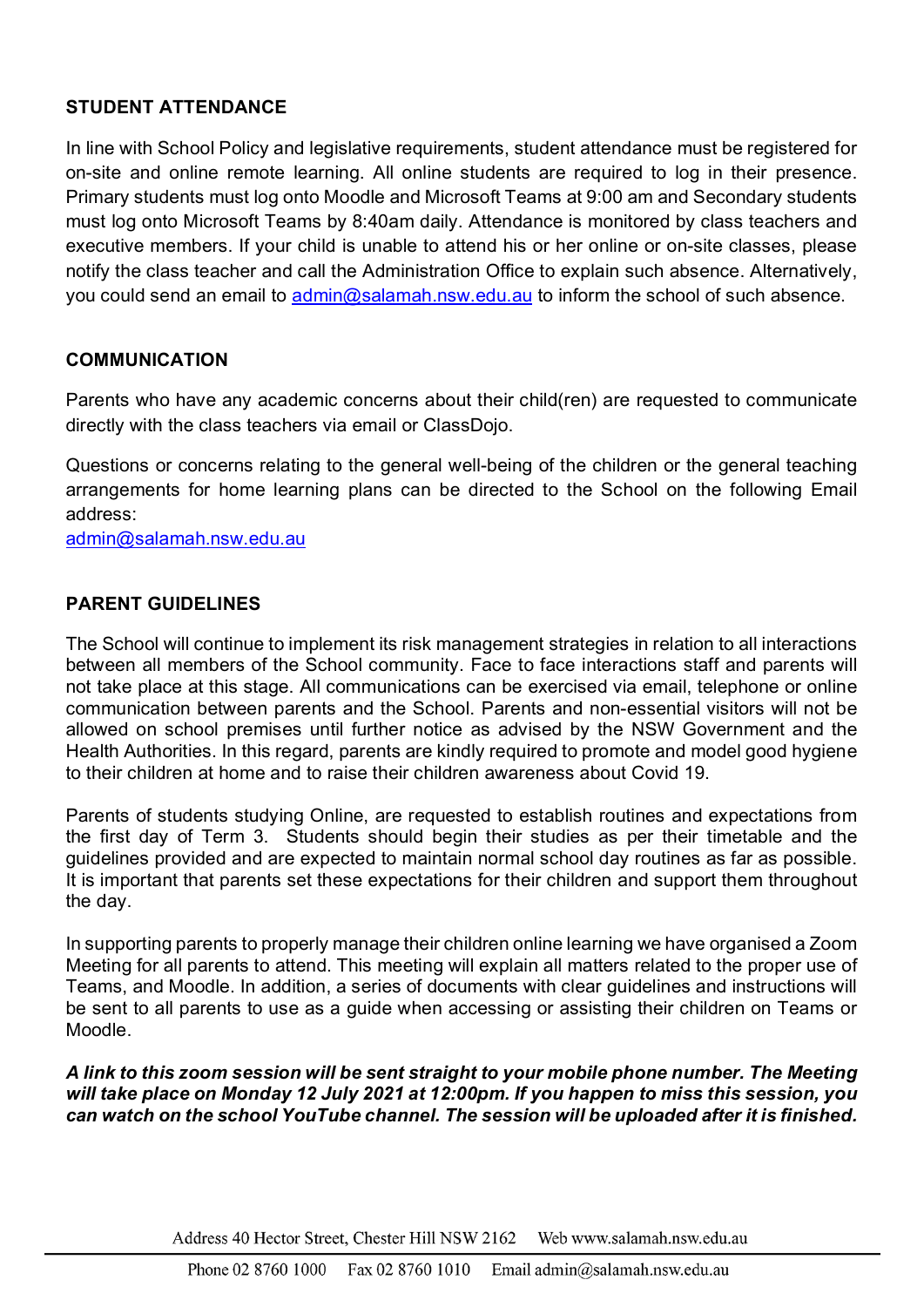## STUDENT ATTENDANCE

In line with School Policy and legislative requirements, student attendance must be registered for on-site and online remote learning. All online students are required to log in their presence. Primary students must log onto Moodle and Microsoft Teams at 9:00 am and Secondary students must log onto Microsoft Teams by 8:40am daily. Attendance is monitored by class teachers and executive members. If your child is unable to attend his or her online or on-site classes, please notify the class teacher and call the Administration Office to explain such absence. Alternatively, you could send an email to admin@salamah.nsw.edu.au to inform the school of such absence.

## COMMUNICATION

Parents who have any academic concerns about their child(ren) are requested to communicate directly with the class teachers via email or ClassDojo.

Questions or concerns relating to the general well-being of the children or the general teaching arrangements for home learning plans can be directed to the School on the following Email address:
admin@salamah.nsw.edu.au

## PARENT GUIDELINES

The School will continue to implement its risk management strategies in relation to all interactions between all members of the School community. Face to face interactions staff and parents will not take place at this stage. All communications can be exercised via email, telephone or online communication between parents and the School. Parents and non-essential visitors will not be allowed on school premises until further notice as advised by the NSW Government and the Health Authorities. In this regard, parents are kindly required to promote and model good hygiene to their children at home and to raise their children awareness about Covid 19.

Parents of students studying Online, are requested to establish routines and expectations from the first day of Term 3. Students should begin their studies as per their timetable and the guidelines provided and are expected to maintain normal school day routines as far as possible. It is important that parents set these expectations for their children and support them throughout the day.

In supporting parents to properly manage their children online learning we have organised a Zoom Meeting for all parents to attend. This meeting will explain all matters related to the proper use of Teams, and Moodle. In addition, a series of documents with clear guidelines and instructions will be sent to all parents to use as a guide when accessing or assisting their children on Teams or Moodle.

***A link to this zoom session will be sent straight to your mobile phone number. The Meeting will take place on Monday 12 July 2021 at 12:00pm. If you happen to miss this session, you can watch on the school YouTube channel. The session will be uploaded after it is finished.***

Address 40 Hector Street, Chester Hill NSW 2162 Web www.salamah.nsw.edu.au

Phone 02 8760 1000 Fax 02 8760 1010 Email admin@salamah.nsw.edu.au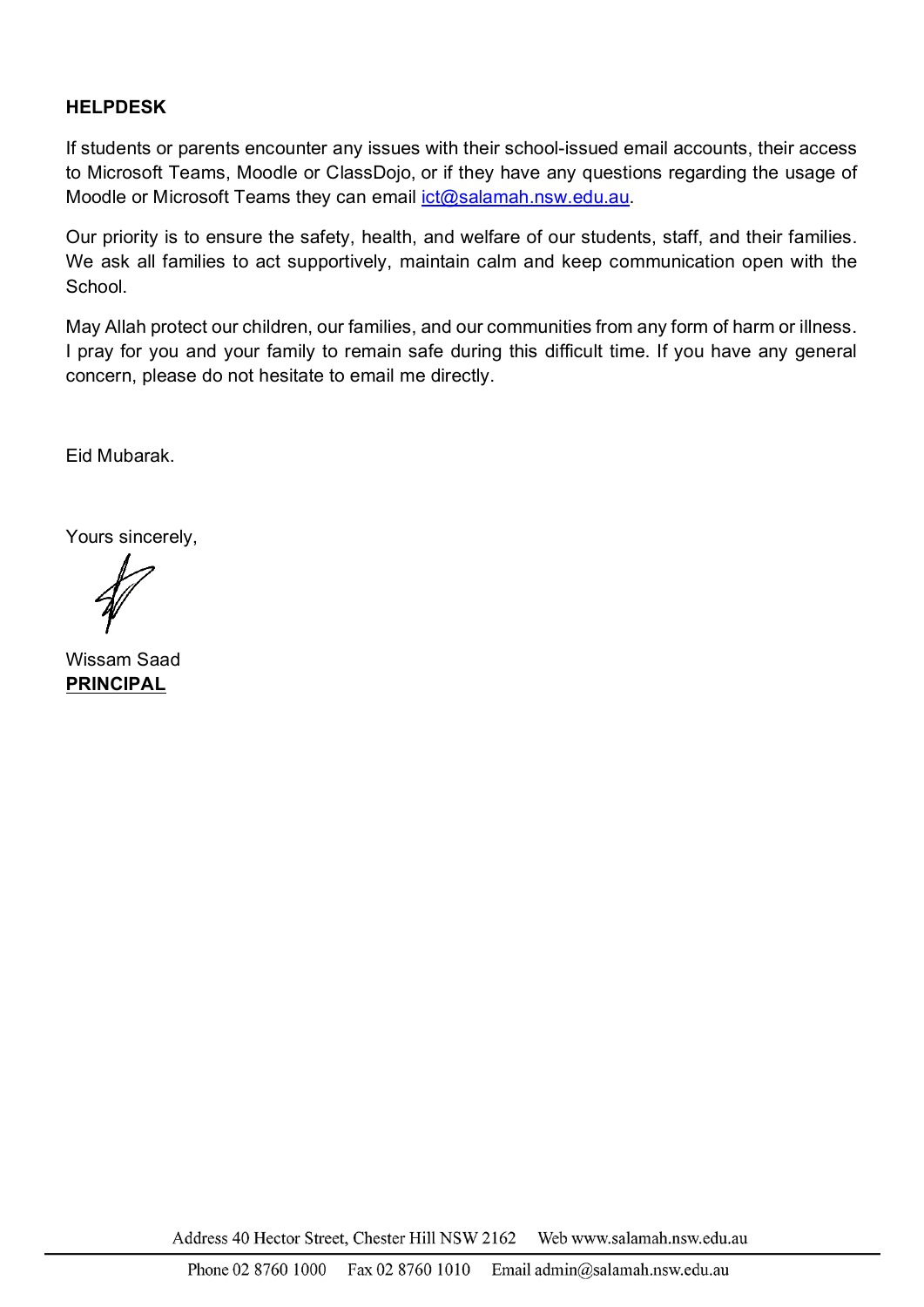**HELPDESK**

If students or parents encounter any issues with their school-issued email accounts, their access to Microsoft Teams, Moodle or ClassDojo, or if they have any questions regarding the usage of Moodle or Microsoft Teams they can email ict@salamah.nsw.edu.au.

Our priority is to ensure the safety, health, and welfare of our students, staff, and their families. We ask all families to act supportively, maintain calm and keep communication open with the School.

May Allah protect our children, our families, and our communities from any form of harm or illness. I pray for you and your family to remain safe during this difficult time. If you have any general concern, please do not hesitate to email me directly.

Eid Mubarak.

Yours sincerely,

Wissam Saad
**PRINCIPAL**